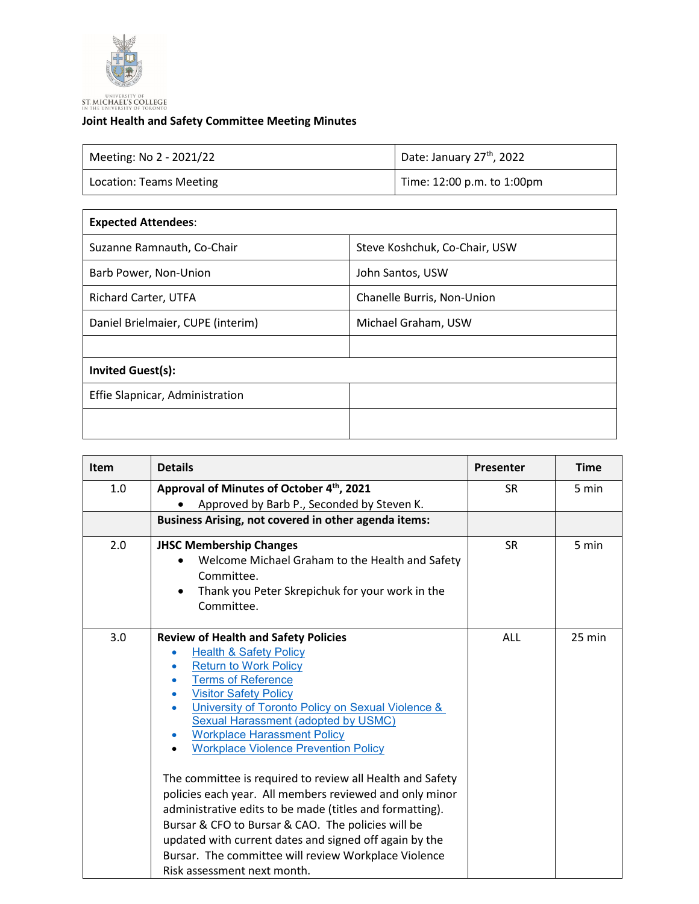UNIVERSITY OF ST. MICHAEL'S COLLEGE IN THE UNIVERSITY OF TORONTO

## Joint Health and Safety Committee Meeting Minutes

| Meeting: No 2 - 2021/22 | Date: January 27th, 2022 |
|---|---|
| Location: Teams Meeting | Time: 12:00 p.m. to 1:00pm |

| **Expected Attendees**: | |
|---|---|
| Suzanne Ramnauth, Co-Chair | Steve Koshchuk, Co-Chair, USW |
| Barb Power, Non-Union | John Santos, USW |
| Richard Carter, UTFA | Chanelle Burris, Non-Union |
| Daniel Brielmaier, CUPE (interim) | Michael Graham, USW |
| | |
| **Invited Guest(s):** | |
| Effie Slapnicar, Administration | |
| | |

| Item | Details | Presenter | Time |
|---|---|---|---|
| 1.0 | **Approval of Minutes of October 4th, 2021**<br>• Approved by Barb P., Seconded by Steven K. | SR | 5 min |
| | **Business Arising, not covered in other agenda items:** | | |
| 2.0 | **JHSC Membership Changes**<br>• Welcome Michael Graham to the Health and Safety Committee.<br>• Thank you Peter Skrepichuk for your work in the Committee. | SR | 5 min |
| 3.0 | **Review of Health and Safety Policies**<br>• Health & Safety Policy<br>• Return to Work Policy<br>• Terms of Reference<br>• Visitor Safety Policy<br>• University of Toronto Policy on Sexual Violence & Sexual Harassment (adopted by USMC)<br>• Workplace Harassment Policy<br>• Workplace Violence Prevention Policy<br><br>The committee is required to review all Health and Safety policies each year. All members reviewed and only minor administrative edits to be made (titles and formatting). Bursar & CFO to Bursar & CAO. The policies will be updated with current dates and signed off again by the Bursar. The committee will review Workplace Violence Risk assessment next month. | ALL | 25 min |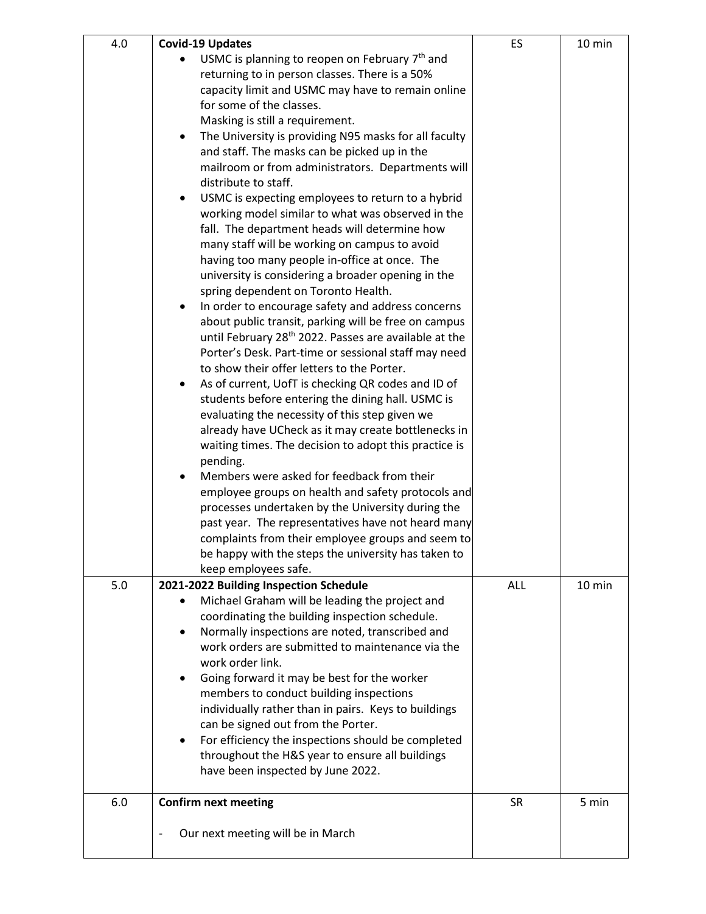| 4.0 | **Covid-19 Updates**<br>• USMC is planning to reopen on February 7th and returning to in person classes. There is a 50% capacity limit and USMC may have to remain online for some of the classes.<br>Masking is still a requirement.<br>• The University is providing N95 masks for all faculty and staff. The masks can be picked up in the mailroom or from administrators. Departments will distribute to staff.<br>• USMC is expecting employees to return to a hybrid working model similar to what was observed in the fall. The department heads will determine how many staff will be working on campus to avoid having too many people in-office at once. The university is considering a broader opening in the spring dependent on Toronto Health.<br>• In order to encourage safety and address concerns about public transit, parking will be free on campus until February 28th 2022. Passes are available at the Porter's Desk. Part-time or sessional staff may need to show their offer letters to the Porter.<br>• As of current, UofT is checking QR codes and ID of students before entering the dining hall. USMC is evaluating the necessity of this step given we already have UCheck as it may create bottlenecks in waiting times. The decision to adopt this practice is pending.<br>• Members were asked for feedback from their employee groups on health and safety protocols and processes undertaken by the University during the past year. The representatives have not heard many complaints from their employee groups and seem to be happy with the steps the university has taken to keep employees safe. | ES | 10 min |
|---|---|---|---|
| 5.0 | **2021-2022 Building Inspection Schedule**<br>• Michael Graham will be leading the project and coordinating the building inspection schedule.<br>• Normally inspections are noted, transcribed and work orders are submitted to maintenance via the work order link.<br>• Going forward it may be best for the worker members to conduct building inspections individually rather than in pairs. Keys to buildings can be signed out from the Porter.<br>• For efficiency the inspections should be completed throughout the H&S year to ensure all buildings have been inspected by June 2022. | ALL | 10 min |
| 6.0 | **Confirm next meeting**<br>- Our next meeting will be in March | SR | 5 min |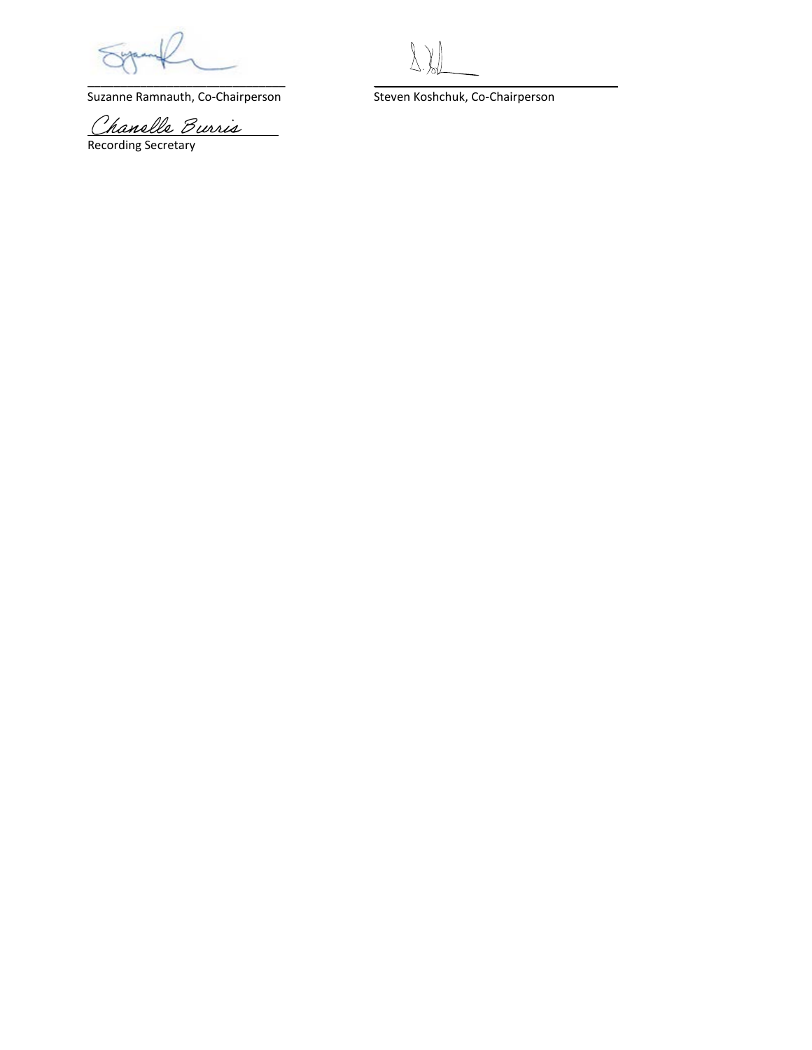\_\_\_\_\_\_\_\_\_\_\_\_\_\_\_\_\_\_\_\_\_\_\_\_\_\_\_\_\_\_
Suzanne Ramnauth, Co-Chairperson

\_\_\_\_\_\_\_\_\_\_\_\_\_\_\_\_\_\_\_\_\_\_\_\_\_\_\_\_\_\_
Steven Koshchuk, Co-Chairperson

*Chanelle Burris*
Recording Secretary